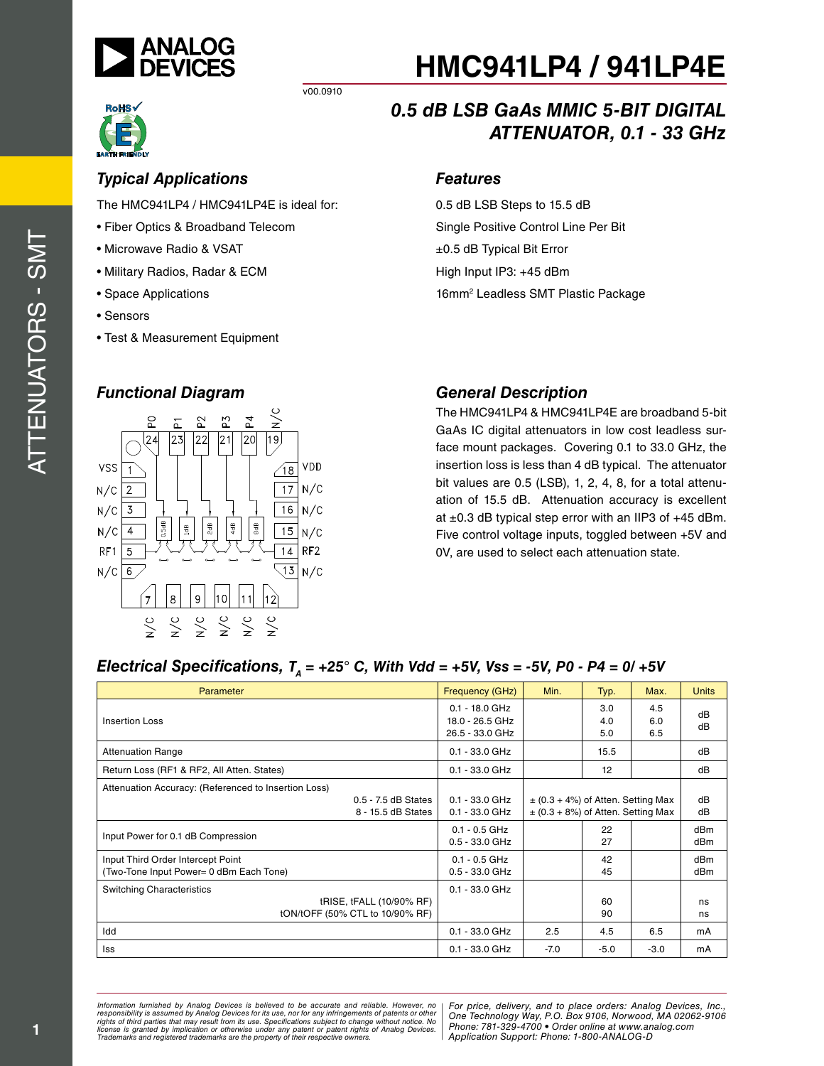# HMC941LP4 / 941LP4E

v00.0910

## 0.5 dB LSB GaAs MMIC 5-BIT DIGITAL ATTENUATOR, 0.1 - 33 GHz

### Typical Applications

The HMC941LP4 / HMC941LP4E is ideal for:

- Fiber Optics & Broadband Telecom
- Microwave Radio & VSAT
- Military Radios, Radar & ECM
- Space Applications
- Sensors
- Test & Measurement Equipment

### Features

0.5 dB LSB Steps to 15.5 dB

Single Positive Control Line Per Bit

±0.5 dB Typical Bit Error

High Input IP3: +45 dBm

16mm² Leadless SMT Plastic Package

### Functional Diagram

### General Description

The HMC941LP4 & HMC941LP4E are broadband 5-bit GaAs IC digital attenuators in low cost leadless surface mount packages. Covering 0.1 to 33.0 GHz, the insertion loss is less than 4 dB typical. The attenuator bit values are 0.5 (LSB), 1, 2, 4, 8, for a total attenuation of 15.5 dB. Attenuation accuracy is excellent at ±0.3 dB typical step error with an IIP3 of +45 dBm. Five control voltage inputs, toggled between +5V and 0V, are used to select each attenuation state.

### Electrical Specifications, $T_A$ = +25° C, With Vdd = +5V, Vss = -5V, P0 - P4 = 0/ +5V

| Parameter | Frequency (GHz) | Min. | Typ. | Max. | Units |
|---|---|---|---|---|---|
| Insertion Loss | 0.1 - 18.0 GHz<br>18.0 - 26.5 GHz<br>26.5 - 33.0 GHz | | 3.0<br>4.0<br>5.0 | 4.5<br>6.0<br>6.5 | dB<br>dB |
| Attenuation Range | 0.1 - 33.0 GHz | | 15.5 | | dB |
| Return Loss (RF1 & RF2, All Atten. States) | 0.1 - 33.0 GHz | | 12 | | dB |
| Attenuation Accuracy: (Referenced to Insertion Loss)<br>0.5 - 7.5 dB States<br>8 - 15.5 dB States | 0.1 - 33.0 GHz<br>0.1 - 33.0 GHz | ± (0.3 + 4%) of Atten. Setting Max<br>± (0.3 + 8%) of Atten. Setting Max | | | dB<br>dB |
| Input Power for 0.1 dB Compression | 0.1 - 0.5 GHz<br>0.5 - 33.0 GHz | | 22<br>27 | | dBm<br>dBm |
| Input Third Order Intercept Point<br>(Two-Tone Input Power= 0 dBm Each Tone) | 0.1 - 0.5 GHz<br>0.5 - 33.0 GHz | | 42<br>45 | | dBm<br>dBm |
| Switching Characteristics<br>tRISE, tFALL (10/90% RF)<br>tON/tOFF (50% CTL to 10/90% RF) | 0.1 - 33.0 GHz | | 60<br>90 | | ns<br>ns |
| Idd | 0.1 - 33.0 GHz | 2.5 | 4.5 | 6.5 | mA |
| Iss | 0.1 - 33.0 GHz | -7.0 | -5.0 | -3.0 | mA |

*Information furnished by Analog Devices is believed to be accurate and reliable. However, no responsibility is assumed by Analog Devices for its use, nor for any infringements of patents or other rights of third parties that may result from its use. Specifications subject to change without notice. No license is granted by implication or otherwise under any patent or patent rights of Analog Devices. Trademarks and registered trademarks are the property of their respective owners.*

*For price, delivery, and to place orders: Analog Devices, Inc., One Technology Way, P.O. Box 9106, Norwood, MA 02062-9106 Phone: 781-329-4700 • Order online at www.analog.com Application Support: Phone: 1-800-ANALOG-D*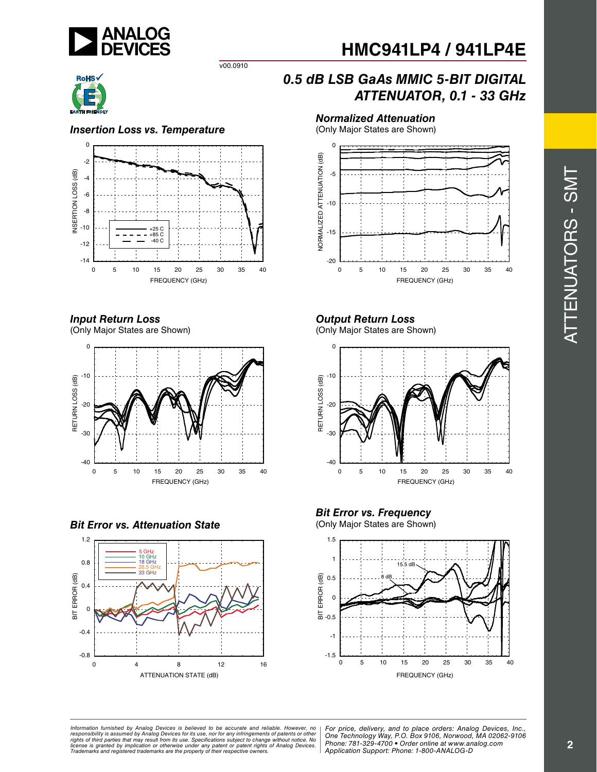## Insertion Loss vs. Temperature

## Normalized Attenuation
(Only Major States are Shown)

## Input Return Loss
(Only Major States are Shown)

## Output Return Loss
(Only Major States are Shown)

## Bit Error vs. Attenuation State

## Bit Error vs. Frequency
(Only Major States are Shown)

*Information furnished by Analog Devices is believed to be accurate and reliable. However, no responsibility is assumed by Analog Devices for its use, nor for any infringements of patents or other rights of third parties that may result from its use. Specifications subject to change without notice. No license is granted by implication or otherwise under any patent or patent rights of Analog Devices. Trademarks and registered trademarks are the property of their respective owners.*

*For price, delivery, and to place orders: Analog Devices, Inc., One Technology Way, P.O. Box 9106, Norwood, MA 02062-9106 Phone: 781-329-4700 • Order online at www.analog.com Application Support: Phone: 1-800-ANALOG-D*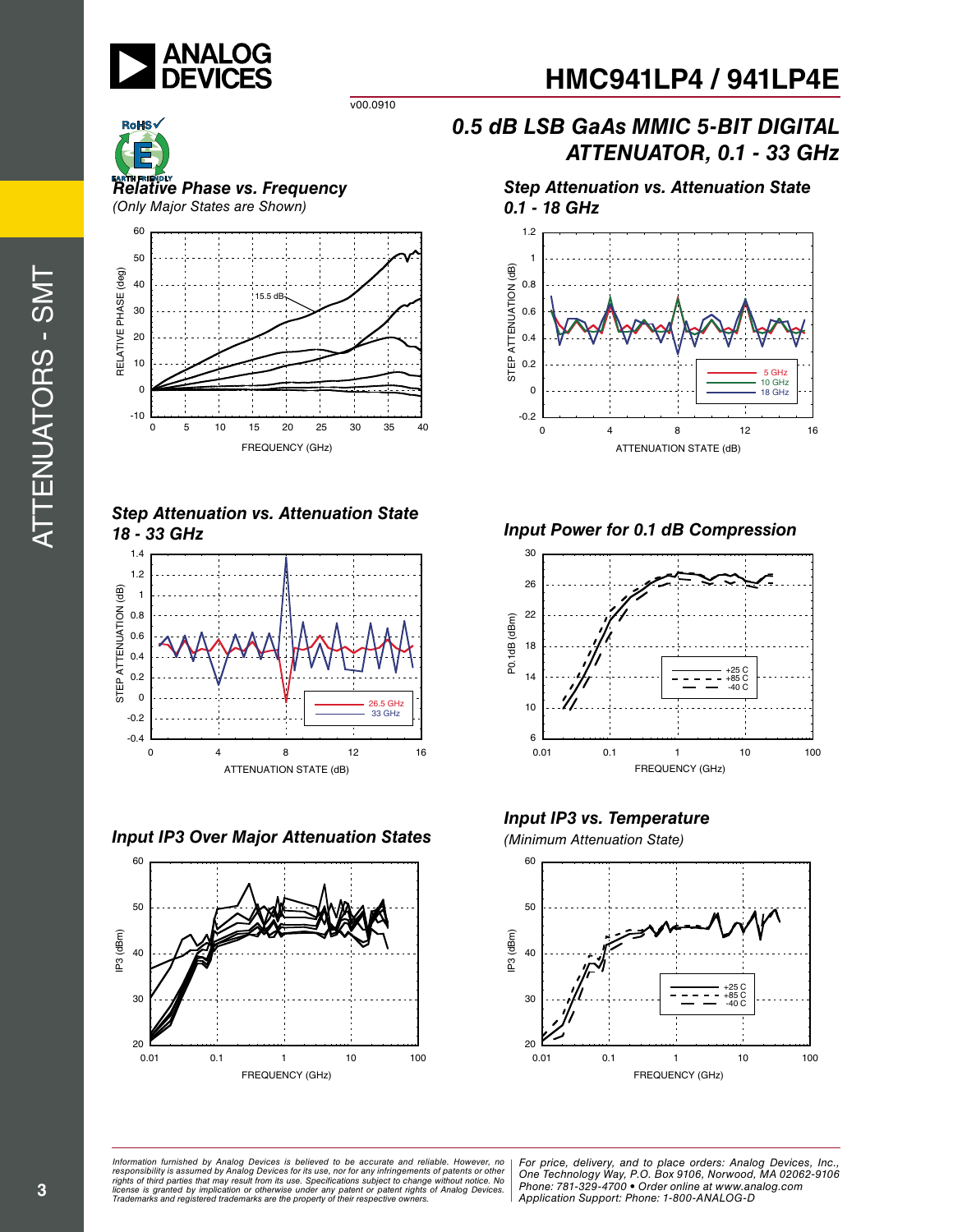v00.0910

# 0.5 dB LSB GaAs MMIC 5-BIT DIGITAL ATTENUATOR, 0.1 - 33 GHz

### Relative Phase vs. Frequency

*(Only Major States are Shown)*

### Step Attenuation vs. Attenuation State 0.1 - 18 GHz

### Step Attenuation vs. Attenuation State 18 - 33 GHz

### Input Power for 0.1 dB Compression

### Input IP3 Over Major Attenuation States

### Input IP3 vs. Temperature

*(Minimum Attenuation State)*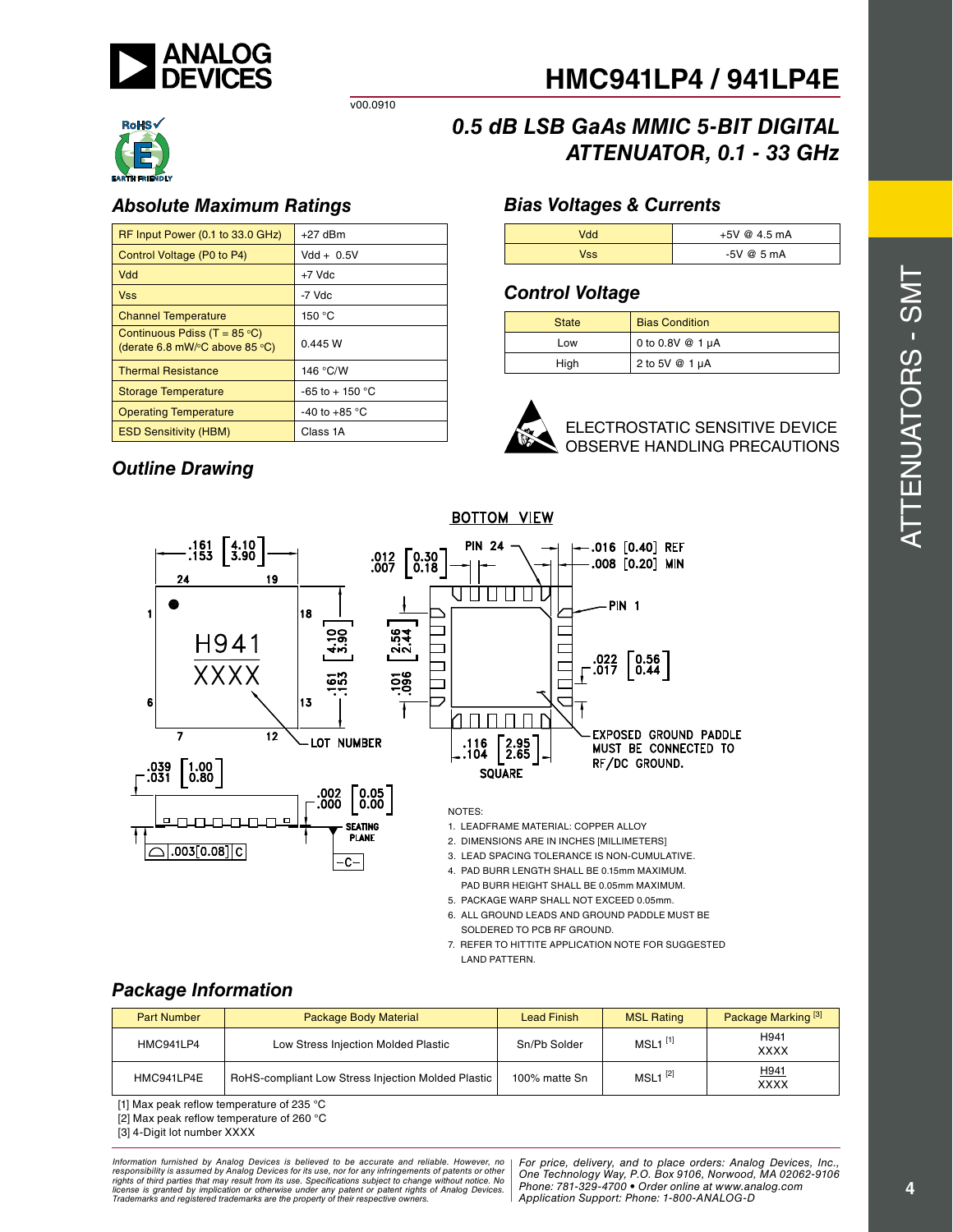# HMC941LP4 / 941LP4E

v00.0910

## 0.5 dB LSB GaAs MMIC 5-BIT DIGITAL ATTENUATOR, 0.1 - 33 GHz

### Absolute Maximum Ratings

| | |
|---|---|
| RF Input Power (0.1 to 33.0 GHz) | +27 dBm |
| Control Voltage (P0 to P4) | Vdd + 0.5V |
| Vdd | +7 Vdc |
| Vss | -7 Vdc |
| Channel Temperature | 150 °C |
| Continuous Pdiss (T = 85 °C) (derate 6.8 mW/°C above 85 °C) | 0.445 W |
| Thermal Resistance | 146 °C/W |
| Storage Temperature | -65 to + 150 °C |
| Operating Temperature | -40 to +85 °C |
| ESD Sensitivity (HBM) | Class 1A |

### Bias Voltages & Currents

| | |
|---|---|
| Vdd | +5V @ 4.5 mA |
| Vss | -5V @ 5 mA |

### Control Voltage

| State | Bias Condition |
|---|---|
| Low | 0 to 0.8V @ 1 µA |
| High | 2 to 5V @ 1 µA |

ELECTROSTATIC SENSITIVE DEVICE
OBSERVE HANDLING PRECAUTIONS

### Outline Drawing

NOTES:
1. LEADFRAME MATERIAL: COPPER ALLOY
2. DIMENSIONS ARE IN INCHES [MILLIMETERS]
3. LEAD SPACING TOLERANCE IS NON-CUMULATIVE.
4. PAD BURR LENGTH SHALL BE 0.15mm MAXIMUM. PAD BURR HEIGHT SHALL BE 0.05mm MAXIMUM.
5. PACKAGE WARP SHALL NOT EXCEED 0.05mm.
6. ALL GROUND LEADS AND GROUND PADDLE MUST BE SOLDERED TO PCB RF GROUND.
7. REFER TO HITTITE APPLICATION NOTE FOR SUGGESTED LAND PATTERN.

### Package Information

| Part Number | Package Body Material | Lead Finish | MSL Rating | Package Marking [3] |
|---|---|---|---|---|
| HMC941LP4 | Low Stress Injection Molded Plastic | Sn/Pb Solder | MSL1 [1] | H941 XXXX |
| HMC941LP4E | RoHS-compliant Low Stress Injection Molded Plastic | 100% matte Sn | MSL1 [2] | H941 XXXX |

[1] Max peak reflow temperature of 235 °C
[2] Max peak reflow temperature of 260 °C
[3] 4-Digit lot number XXXX

*Information furnished by Analog Devices is believed to be accurate and reliable. However, no responsibility is assumed by Analog Devices for its use, nor for any infringements of patents or other rights of third parties that may result from its use. Specifications subject to change without notice. No license is granted by implication or otherwise under any patent or patent rights of Analog Devices. Trademarks and registered trademarks are the property of their respective owners.*

*For price, delivery, and to place orders: Analog Devices, Inc., One Technology Way, P.O. Box 9106, Norwood, MA 02062-9106 Phone: 781-329-4700 • Order online at www.analog.com Application Support: Phone: 1-800-ANALOG-D*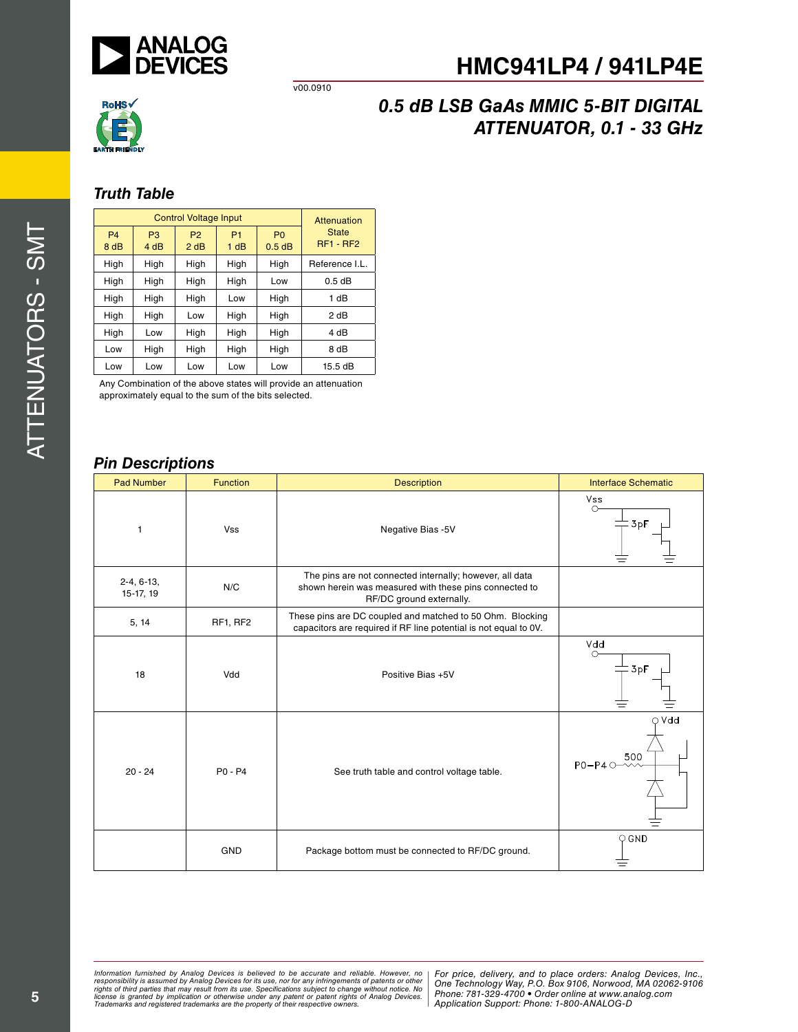## Truth Table

| Control Voltage Input | | | | | Attenuation State RF1 - RF2 |
|---|---|---|---|---|---|
| P4 8 dB | P3 4 dB | P2 2 dB | P1 1 dB | P0 0.5 dB | |
| High | High | High | High | High | Reference I.L. |
| High | High | High | High | Low | 0.5 dB |
| High | High | High | Low | High | 1 dB |
| High | High | Low | High | High | 2 dB |
| High | Low | High | High | High | 4 dB |
| Low | High | High | High | High | 8 dB |
| Low | Low | Low | Low | Low | 15.5 dB |

Any Combination of the above states will provide an attenuation approximately equal to the sum of the bits selected.

## Pin Descriptions

| Pad Number | Function | Description | Interface Schematic |
|---|---|---|---|
| 1 | Vss | Negative Bias -5V | |
| 2-4, 6-13, 15-17, 19 | N/C | The pins are not connected internally; however, all data shown herein was measured with these pins connected to RF/DC ground externally. | |
| 5, 14 | RF1, RF2 | These pins are DC coupled and matched to 50 Ohm. Blocking capacitors are required if RF line potential is not equal to 0V. | |
| 18 | Vdd | Positive Bias +5V | |
| 20 - 24 | P0 - P4 | See truth table and control voltage table. | |
| | GND | Package bottom must be connected to RF/DC ground. | |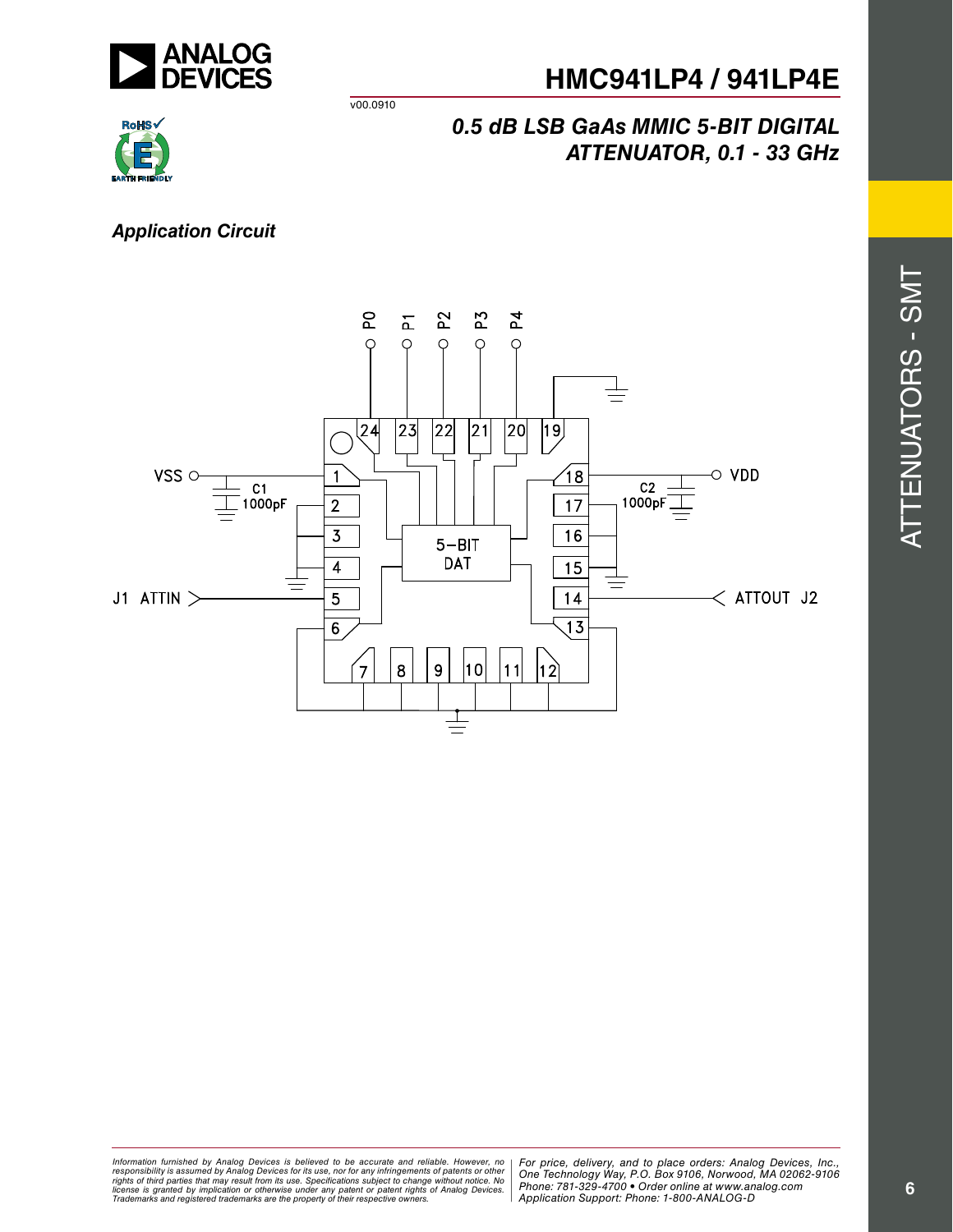## Application Circuit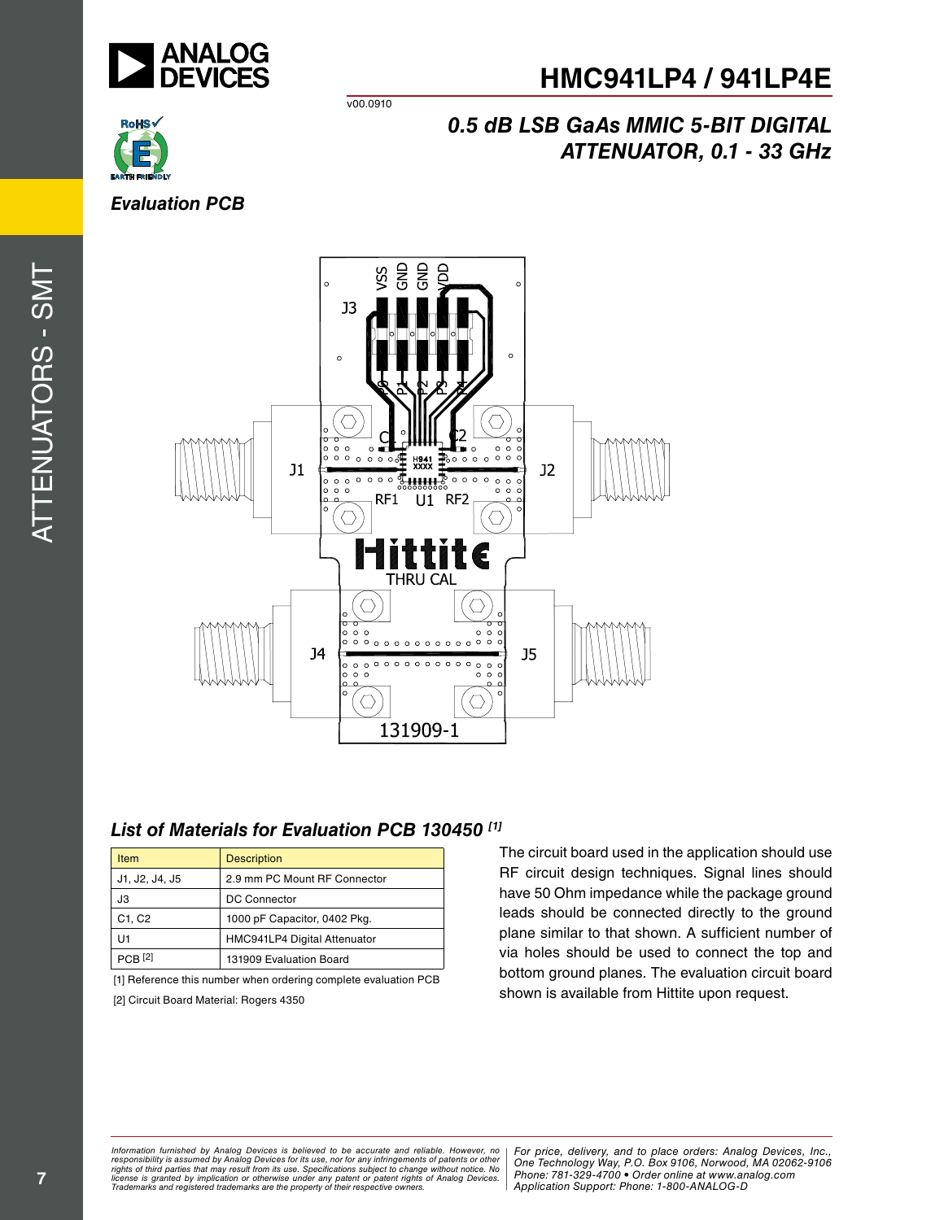## Evaluation PCB

## List of Materials for Evaluation PCB 130450 [1]

| Item | Description |
|---|---|
| J1, J2, J4, J5 | 2.9 mm PC Mount RF Connector |
| J3 | DC Connector |
| C1, C2 | 1000 pF Capacitor, 0402 Pkg. |
| U1 | HMC941LP4 Digital Attenuator |
| PCB [2] | 131909 Evaluation Board |

[1] Reference this number when ordering complete evaluation PCB

[2] Circuit Board Material: Rogers 4350

The circuit board used in the application should use RF circuit design techniques. Signal lines should have 50 Ohm impedance while the package ground leads should be connected directly to the ground plane similar to that shown. A sufficient number of via holes should be used to connect the top and bottom ground planes. The evaluation circuit board shown is available from Hittite upon request.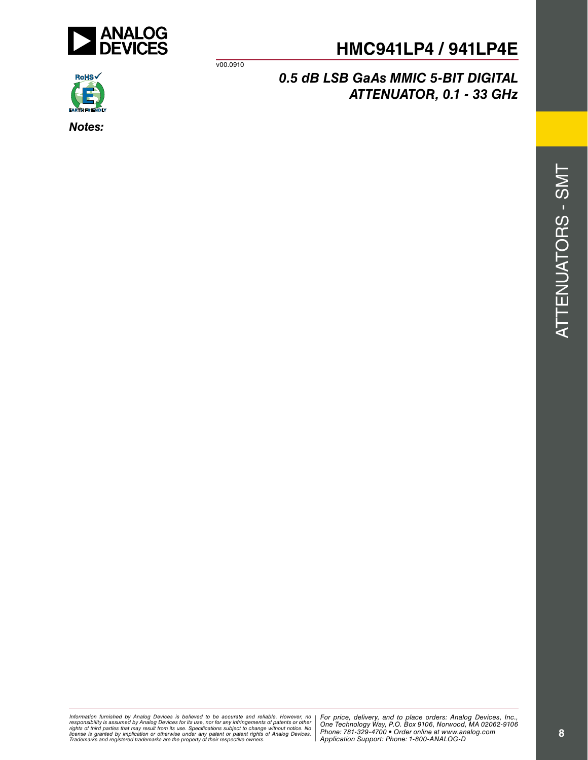***Notes:***